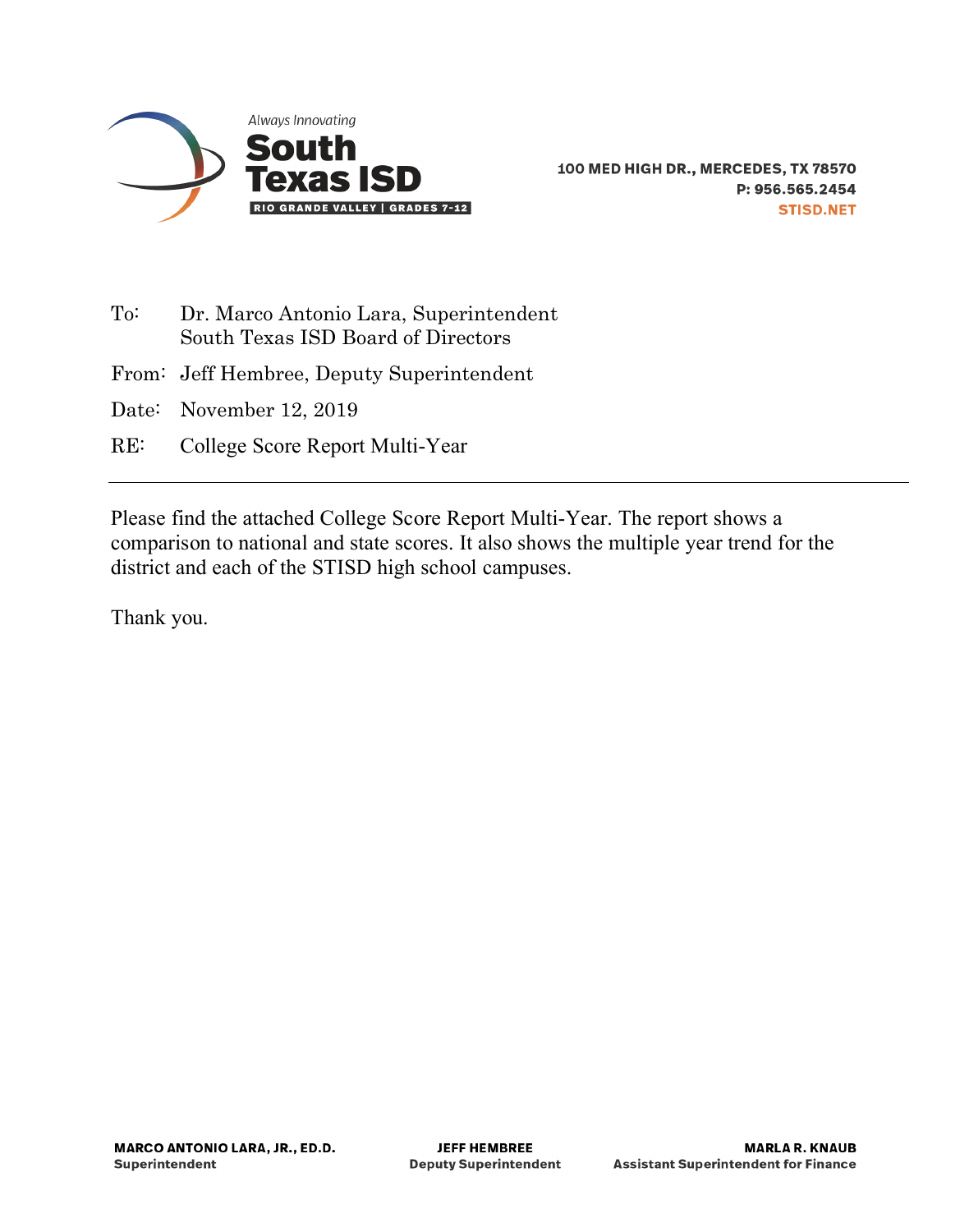Always Innovating

**South Texas ISD**

**RIO GRANDE VALLEY | GRADES 7-12**

**100 MED HIGH DR., MERCEDES, TX 78570**
**P: 956.565.2454**
**STISD.NET**

To: Dr. Marco Antonio Lara, Superintendent
South Texas ISD Board of Directors

From: Jeff Hembree, Deputy Superintendent

Date: November 12, 2019

RE: College Score Report Multi-Year

---

Please find the attached College Score Report Multi-Year. The report shows a comparison to national and state scores. It also shows the multiple year trend for the district and each of the STISD high school campuses.

Thank you.

**MARCO ANTONIO LARA, JR., ED.D.**
**Superintendent**

**JEFF HEMBREE**
**Deputy Superintendent**

**MARLA R. KNAUB**
**Assistant Superintendent for Finance**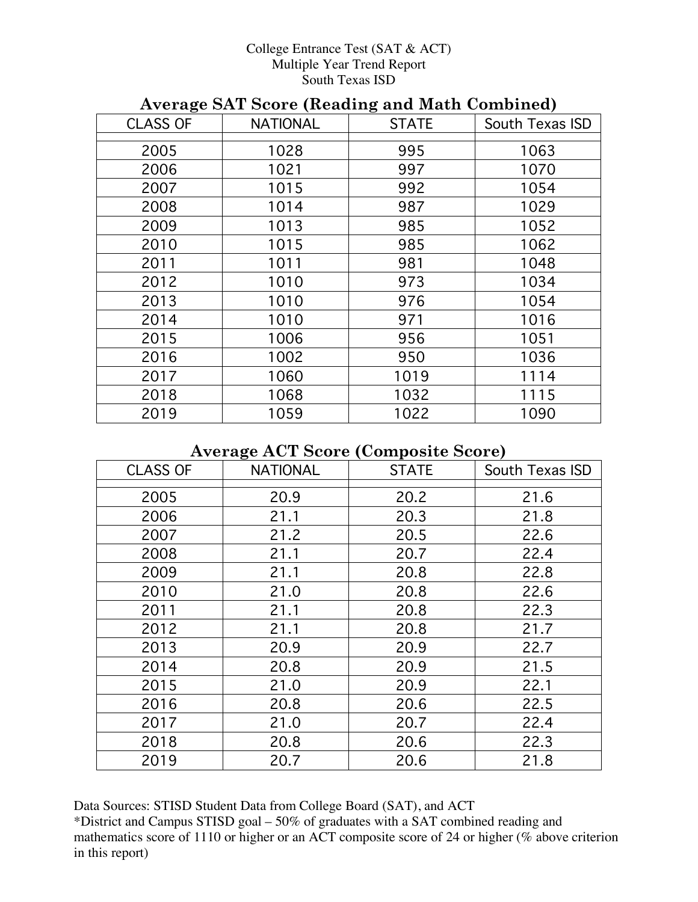College Entrance Test (SAT & ACT)
Multiple Year Trend Report
South Texas ISD

## Average SAT Score (Reading and Math Combined)

| CLASS OF | NATIONAL | STATE | South Texas ISD |
|---|---|---|---|
| 2005 | 1028 | 995 | 1063 |
| 2006 | 1021 | 997 | 1070 |
| 2007 | 1015 | 992 | 1054 |
| 2008 | 1014 | 987 | 1029 |
| 2009 | 1013 | 985 | 1052 |
| 2010 | 1015 | 985 | 1062 |
| 2011 | 1011 | 981 | 1048 |
| 2012 | 1010 | 973 | 1034 |
| 2013 | 1010 | 976 | 1054 |
| 2014 | 1010 | 971 | 1016 |
| 2015 | 1006 | 956 | 1051 |
| 2016 | 1002 | 950 | 1036 |
| 2017 | 1060 | 1019 | 1114 |
| 2018 | 1068 | 1032 | 1115 |
| 2019 | 1059 | 1022 | 1090 |

## Average ACT Score (Composite Score)

| CLASS OF | NATIONAL | STATE | South Texas ISD |
|---|---|---|---|
| 2005 | 20.9 | 20.2 | 21.6 |
| 2006 | 21.1 | 20.3 | 21.8 |
| 2007 | 21.2 | 20.5 | 22.6 |
| 2008 | 21.1 | 20.7 | 22.4 |
| 2009 | 21.1 | 20.8 | 22.8 |
| 2010 | 21.0 | 20.8 | 22.6 |
| 2011 | 21.1 | 20.8 | 22.3 |
| 2012 | 21.1 | 20.8 | 21.7 |
| 2013 | 20.9 | 20.9 | 22.7 |
| 2014 | 20.8 | 20.9 | 21.5 |
| 2015 | 21.0 | 20.9 | 22.1 |
| 2016 | 20.8 | 20.6 | 22.5 |
| 2017 | 21.0 | 20.7 | 22.4 |
| 2018 | 20.8 | 20.6 | 22.3 |
| 2019 | 20.7 | 20.6 | 21.8 |

Data Sources: STISD Student Data from College Board (SAT), and ACT
*District and Campus STISD goal – 50% of graduates with a SAT combined reading and mathematics score of 1110 or higher or an ACT composite score of 24 or higher (% above criterion in this report)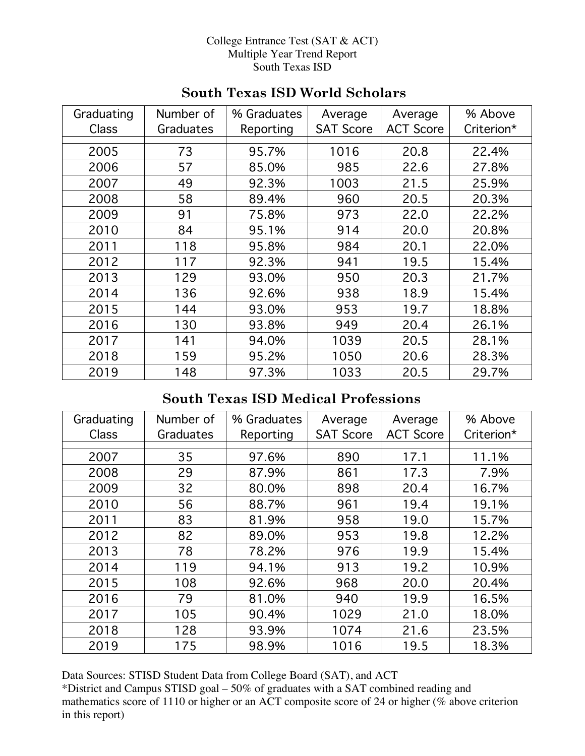College Entrance Test (SAT & ACT)
Multiple Year Trend Report
South Texas ISD

## South Texas ISD World Scholars

| Graduating Class | Number of Graduates | % Graduates Reporting | Average SAT Score | Average ACT Score | % Above Criterion* |
|---|---|---|---|---|---|
| 2005 | 73 | 95.7% | 1016 | 20.8 | 22.4% |
| 2006 | 57 | 85.0% | 985 | 22.6 | 27.8% |
| 2007 | 49 | 92.3% | 1003 | 21.5 | 25.9% |
| 2008 | 58 | 89.4% | 960 | 20.5 | 20.3% |
| 2009 | 91 | 75.8% | 973 | 22.0 | 22.2% |
| 2010 | 84 | 95.1% | 914 | 20.0 | 20.8% |
| 2011 | 118 | 95.8% | 984 | 20.1 | 22.0% |
| 2012 | 117 | 92.3% | 941 | 19.5 | 15.4% |
| 2013 | 129 | 93.0% | 950 | 20.3 | 21.7% |
| 2014 | 136 | 92.6% | 938 | 18.9 | 15.4% |
| 2015 | 144 | 93.0% | 953 | 19.7 | 18.8% |
| 2016 | 130 | 93.8% | 949 | 20.4 | 26.1% |
| 2017 | 141 | 94.0% | 1039 | 20.5 | 28.1% |
| 2018 | 159 | 95.2% | 1050 | 20.6 | 28.3% |
| 2019 | 148 | 97.3% | 1033 | 20.5 | 29.7% |

## South Texas ISD Medical Professions

| Graduating Class | Number of Graduates | % Graduates Reporting | Average SAT Score | Average ACT Score | % Above Criterion* |
|---|---|---|---|---|---|
| 2007 | 35 | 97.6% | 890 | 17.1 | 11.1% |
| 2008 | 29 | 87.9% | 861 | 17.3 | 7.9% |
| 2009 | 32 | 80.0% | 898 | 20.4 | 16.7% |
| 2010 | 56 | 88.7% | 961 | 19.4 | 19.1% |
| 2011 | 83 | 81.9% | 958 | 19.0 | 15.7% |
| 2012 | 82 | 89.0% | 953 | 19.8 | 12.2% |
| 2013 | 78 | 78.2% | 976 | 19.9 | 15.4% |
| 2014 | 119 | 94.1% | 913 | 19.2 | 10.9% |
| 2015 | 108 | 92.6% | 968 | 20.0 | 20.4% |
| 2016 | 79 | 81.0% | 940 | 19.9 | 16.5% |
| 2017 | 105 | 90.4% | 1029 | 21.0 | 18.0% |
| 2018 | 128 | 93.9% | 1074 | 21.6 | 23.5% |
| 2019 | 175 | 98.9% | 1016 | 19.5 | 18.3% |

Data Sources: STISD Student Data from College Board (SAT), and ACT
*District and Campus STISD goal – 50% of graduates with a SAT combined reading and mathematics score of 1110 or higher or an ACT composite score of 24 or higher (% above criterion in this report)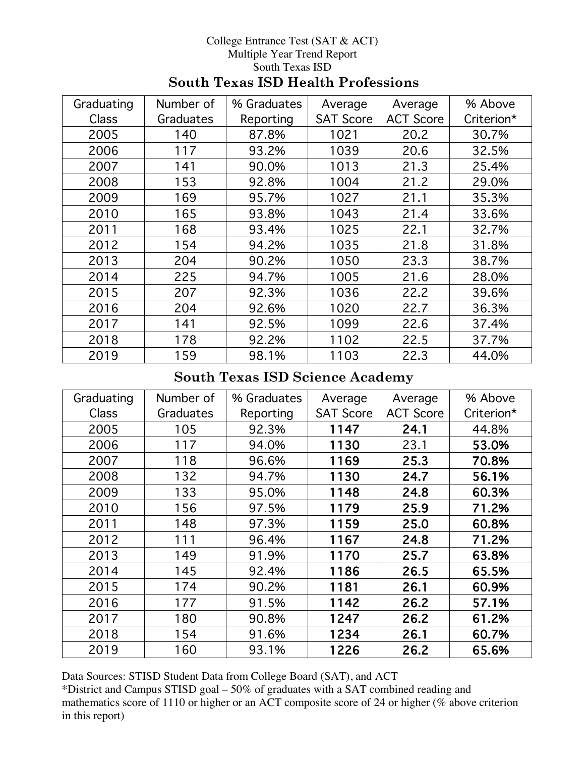College Entrance Test (SAT & ACT)
Multiple Year Trend Report
South Texas ISD

## South Texas ISD Health Professions

| Graduating Class | Number of Graduates | % Graduates Reporting | Average SAT Score | Average ACT Score | % Above Criterion* |
|---|---|---|---|---|---|
| 2005 | 140 | 87.8% | 1021 | 20.2 | 30.7% |
| 2006 | 117 | 93.2% | 1039 | 20.6 | 32.5% |
| 2007 | 141 | 90.0% | 1013 | 21.3 | 25.4% |
| 2008 | 153 | 92.8% | 1004 | 21.2 | 29.0% |
| 2009 | 169 | 95.7% | 1027 | 21.1 | 35.3% |
| 2010 | 165 | 93.8% | 1043 | 21.4 | 33.6% |
| 2011 | 168 | 93.4% | 1025 | 22.1 | 32.7% |
| 2012 | 154 | 94.2% | 1035 | 21.8 | 31.8% |
| 2013 | 204 | 90.2% | 1050 | 23.3 | 38.7% |
| 2014 | 225 | 94.7% | 1005 | 21.6 | 28.0% |
| 2015 | 207 | 92.3% | 1036 | 22.2 | 39.6% |
| 2016 | 204 | 92.6% | 1020 | 22.7 | 36.3% |
| 2017 | 141 | 92.5% | 1099 | 22.6 | 37.4% |
| 2018 | 178 | 92.2% | 1102 | 22.5 | 37.7% |
| 2019 | 159 | 98.1% | 1103 | 22.3 | 44.0% |

## South Texas ISD Science Academy

| Graduating Class | Number of Graduates | % Graduates Reporting | Average SAT Score | Average ACT Score | % Above Criterion* |
|---|---|---|---|---|---|
| 2005 | 105 | 92.3% | **1147** | **24.1** | 44.8% |
| 2006 | 117 | 94.0% | **1130** | 23.1 | **53.0%** |
| 2007 | 118 | 96.6% | **1169** | **25.3** | **70.8%** |
| 2008 | 132 | 94.7% | **1130** | **24.7** | **56.1%** |
| 2009 | 133 | 95.0% | **1148** | **24.8** | **60.3%** |
| 2010 | 156 | 97.5% | **1179** | **25.9** | **71.2%** |
| 2011 | 148 | 97.3% | **1159** | **25.0** | **60.8%** |
| 2012 | 111 | 96.4% | **1167** | **24.8** | **71.2%** |
| 2013 | 149 | 91.9% | **1170** | **25.7** | **63.8%** |
| 2014 | 145 | 92.4% | **1186** | **26.5** | **65.5%** |
| 2015 | 174 | 90.2% | **1181** | **26.1** | **60.9%** |
| 2016 | 177 | 91.5% | **1142** | **26.2** | **57.1%** |
| 2017 | 180 | 90.8% | **1247** | **26.2** | **61.2%** |
| 2018 | 154 | 91.6% | **1234** | **26.1** | **60.7%** |
| 2019 | 160 | 93.1% | **1226** | **26.2** | **65.6%** |

Data Sources: STISD Student Data from College Board (SAT), and ACT

*District and Campus STISD goal – 50% of graduates with a SAT combined reading and mathematics score of 1110 or higher or an ACT composite score of 24 or higher (% above criterion in this report)